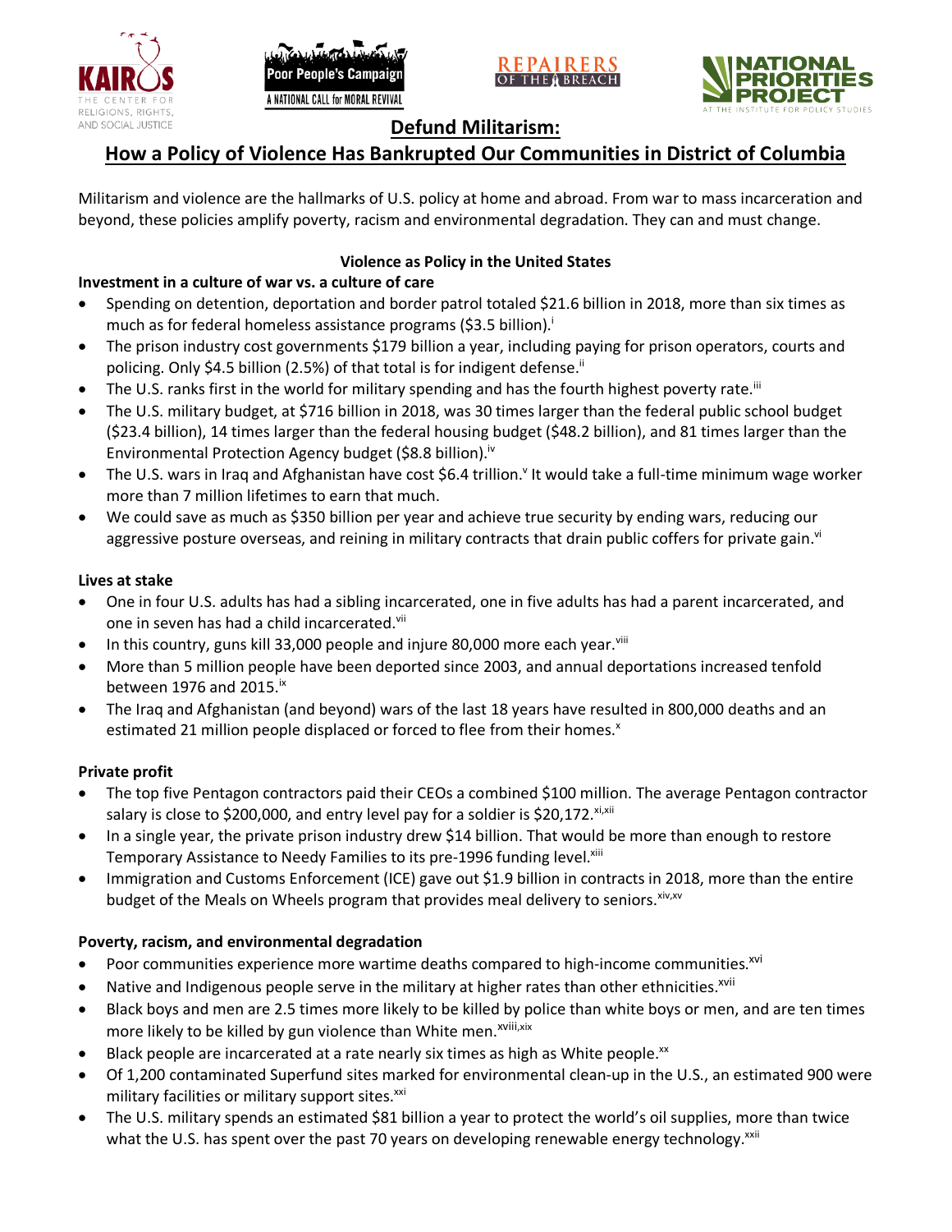# Defund Militarism:

## How a Policy of Violence Has Bankrupted Our Communities in District of Columbia

Militarism and violence are the hallmarks of U.S. policy at home and abroad. From war to mass incarceration and beyond, these policies amplify poverty, racism and environmental degradation. They can and must change.

### Violence as Policy in the United States

**Investment in a culture of war vs. a culture of care**

- Spending on detention, deportation and border patrol totaled $21.6 billion in 2018, more than six times as much as for federal homeless assistance programs ($3.5 billion).[i]
- The prison industry cost governments $179 billion a year, including paying for prison operators, courts and policing. Only $4.5 billion (2.5%) of that total is for indigent defense.[ii]
- The U.S. ranks first in the world for military spending and has the fourth highest poverty rate.[iii]
- The U.S. military budget, at $716 billion in 2018, was 30 times larger than the federal public school budget ($23.4 billion), 14 times larger than the federal housing budget ($48.2 billion), and 81 times larger than the Environmental Protection Agency budget ($8.8 billion).[iv]
- The U.S. wars in Iraq and Afghanistan have cost $6.4 trillion.[v] It would take a full-time minimum wage worker more than 7 million lifetimes to earn that much.
- We could save as much as $350 billion per year and achieve true security by ending wars, reducing our aggressive posture overseas, and reining in military contracts that drain public coffers for private gain.[vi]

**Lives at stake**

- One in four U.S. adults has had a sibling incarcerated, one in five adults has had a parent incarcerated, and one in seven has had a child incarcerated.[vii]
- In this country, guns kill 33,000 people and injure 80,000 more each year.[viii]
- More than 5 million people have been deported since 2003, and annual deportations increased tenfold between 1976 and 2015.[ix]
- The Iraq and Afghanistan (and beyond) wars of the last 18 years have resulted in 800,000 deaths and an estimated 21 million people displaced or forced to flee from their homes.[x]

**Private profit**

- The top five Pentagon contractors paid their CEOs a combined $100 million. The average Pentagon contractor salary is close to $200,000, and entry level pay for a soldier is $20,172.[xi,xii]
- In a single year, the private prison industry drew $14 billion. That would be more than enough to restore Temporary Assistance to Needy Families to its pre-1996 funding level.[xiii]
- Immigration and Customs Enforcement (ICE) gave out $1.9 billion in contracts in 2018, more than the entire budget of the Meals on Wheels program that provides meal delivery to seniors.[xiv,xv]

**Poverty, racism, and environmental degradation**

- Poor communities experience more wartime deaths compared to high-income communities.[xvi]
- Native and Indigenous people serve in the military at higher rates than other ethnicities.[xvii]
- Black boys and men are 2.5 times more likely to be killed by police than white boys or men, and are ten times more likely to be killed by gun violence than White men.[xviii,xix]
- Black people are incarcerated at a rate nearly six times as high as White people.[xx]
- Of 1,200 contaminated Superfund sites marked for environmental clean-up in the U.S., an estimated 900 were military facilities or military support sites.[xxi]
- The U.S. military spends an estimated $81 billion a year to protect the world's oil supplies, more than twice what the U.S. has spent over the past 70 years on developing renewable energy technology.[xxii]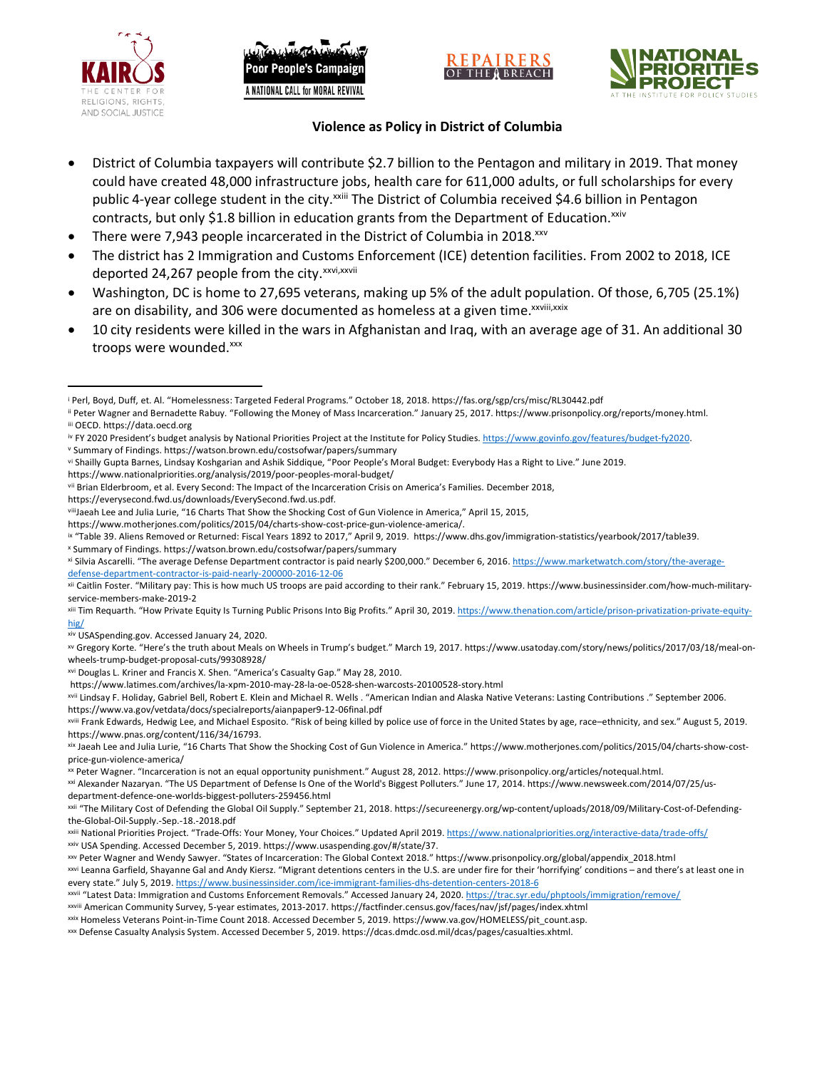### Violence as Policy in District of Columbia

- District of Columbia taxpayers will contribute $2.7 billion to the Pentagon and military in 2019. That money could have created 48,000 infrastructure jobs, health care for 611,000 adults, or full scholarships for every public 4-year college student in the city.[xxiii] The District of Columbia received $4.6 billion in Pentagon contracts, but only $1.8 billion in education grants from the Department of Education.[xxiv]
- There were 7,943 people incarcerated in the District of Columbia in 2018.[xxv]
- The district has 2 Immigration and Customs Enforcement (ICE) detention facilities. From 2002 to 2018, ICE deported 24,267 people from the city.[xxvi,xxvii]
- Washington, DC is home to 27,695 veterans, making up 5% of the adult population. Of those, 6,705 (25.1%) are on disability, and 306 were documented as homeless at a given time.[xxviii,xxix]
- 10 city residents were killed in the wars in Afghanistan and Iraq, with an average age of 31. An additional 30 troops were wounded.[xxx]

---

[i] Perl, Boyd, Duff, et. Al. "Homelessness: Targeted Federal Programs." October 18, 2018. https://fas.org/sgp/crs/misc/RL30442.pdf
[ii] Peter Wagner and Bernadette Rabuy. "Following the Money of Mass Incarceration." January 25, 2017. https://www.prisonpolicy.org/reports/money.html.
[iii] OECD. https://data.oecd.org
[iv] FY 2020 President's budget analysis by National Priorities Project at the Institute for Policy Studies. https://www.govinfo.gov/features/budget-fy2020.
[v] Summary of Findings. https://watson.brown.edu/costsofwar/papers/summary
[vi] Shailly Gupta Barnes, Lindsay Koshgarian and Ashik Siddique, "Poor People's Moral Budget: Everybody Has a Right to Live." June 2019. https://www.nationalpriorities.org/analysis/2019/poor-peoples-moral-budget/
[vii] Brian Elderbroom, et al. Every Second: The Impact of the Incarceration Crisis on America's Families. December 2018, https://everysecond.fwd.us/downloads/EverySecond.fwd.us.pdf.
[viii] Jaeah Lee and Julia Lurie, "16 Charts That Show the Shocking Cost of Gun Violence in America," April 15, 2015, https://www.motherjones.com/politics/2015/04/charts-show-cost-price-gun-violence-america/.
[ix] "Table 39. Aliens Removed or Returned: Fiscal Years 1892 to 2017," April 9, 2019. https://www.dhs.gov/immigration-statistics/yearbook/2017/table39.
[x] Summary of Findings. https://watson.brown.edu/costsofwar/papers/summary
[xi] Silvia Ascarelli. "The average Defense Department contractor is paid nearly $200,000." December 6, 2016. https://www.marketwatch.com/story/the-average-defense-department-contractor-is-paid-nearly-200000-2016-12-06
[xii] Caitlin Foster. "Military pay: This is how much US troops are paid according to their rank." February 15, 2019. https://www.businessinsider.com/how-much-military-service-members-make-2019-2
[xiii] Tim Requarth. "How Private Equity Is Turning Public Prisons Into Big Profits." April 30, 2019. https://www.thenation.com/article/prison-privatization-private-equity-hig/
[xiv] USASpending.gov. Accessed January 24, 2020.
[xv] Gregory Korte. "Here's the truth about Meals on Wheels in Trump's budget." March 19, 2017. https://www.usatoday.com/story/news/politics/2017/03/18/meal-on-wheels-trump-budget-proposal-cuts/99308928/
[xvi] Douglas L. Kriner and Francis X. Shen. "America's Casualty Gap." May 28, 2010. https://www.latimes.com/archives/la-xpm-2010-may-28-la-oe-0528-shen-warcosts-20100528-story.html
[xvii] Lindsay F. Holiday, Gabriel Bell, Robert E. Klein and Michael R. Wells . "American Indian and Alaska Native Veterans: Lasting Contributions ." September 2006. https://www.va.gov/vetdata/docs/specialreports/aianpaper9-12-06final.pdf
[xviii] Frank Edwards, Hedwig Lee, and Michael Esposito. "Risk of being killed by police use of force in the United States by age, race–ethnicity, and sex." August 5, 2019. https://www.pnas.org/content/116/34/16793.
[xix] Jaeah Lee and Julia Lurie, "16 Charts That Show the Shocking Cost of Gun Violence in America." https://www.motherjones.com/politics/2015/04/charts-show-cost-price-gun-violence-america/
[xx] Peter Wagner. "Incarceration is not an equal opportunity punishment." August 28, 2012. https://www.prisonpolicy.org/articles/notequal.html.
[xxi] Alexander Nazaryan. "The US Department of Defense Is One of the World's Biggest Polluters." June 17, 2014. https://www.newsweek.com/2014/07/25/us-department-defence-one-worlds-biggest-polluters-259456.html
[xxii] "The Military Cost of Defending the Global Oil Supply." September 21, 2018. https://secureenergy.org/wp-content/uploads/2018/09/Military-Cost-of-Defending-the-Global-Oil-Supply.-Sep.-18.-2018.pdf
[xxiii] National Priorities Project. "Trade-Offs: Your Money, Your Choices." Updated April 2019. https://www.nationalpriorities.org/interactive-data/trade-offs/
[xxiv] USA Spending. Accessed December 5, 2019. https://www.usaspending.gov/#/state/37.
[xxv] Peter Wagner and Wendy Sawyer. "States of Incarceration: The Global Context 2018." https://www.prisonpolicy.org/global/appendix_2018.html
[xxvi] Leanna Garfield, Shayanne Gal and Andy Kiersz. "Migrant detentions centers in the U.S. are under fire for their 'horrifying' conditions – and there's at least one in every state." July 5, 2019. https://www.businessinsider.com/ice-immigrant-families-dhs-detention-centers-2018-6
[xxvii] "Latest Data: Immigration and Customs Enforcement Removals." Accessed January 24, 2020. https://trac.syr.edu/phptools/immigration/remove/
[xxviii] American Community Survey, 5-year estimates, 2013-2017. https://factfinder.census.gov/faces/nav/jsf/pages/index.xhtml
[xxix] Homeless Veterans Point-in-Time Count 2018. Accessed December 5, 2019. https://www.va.gov/HOMELESS/pit_count.asp.
[xxx] Defense Casualty Analysis System. Accessed December 5, 2019. https://dcas.dmdc.osd.mil/dcas/pages/casualties.xhtml.